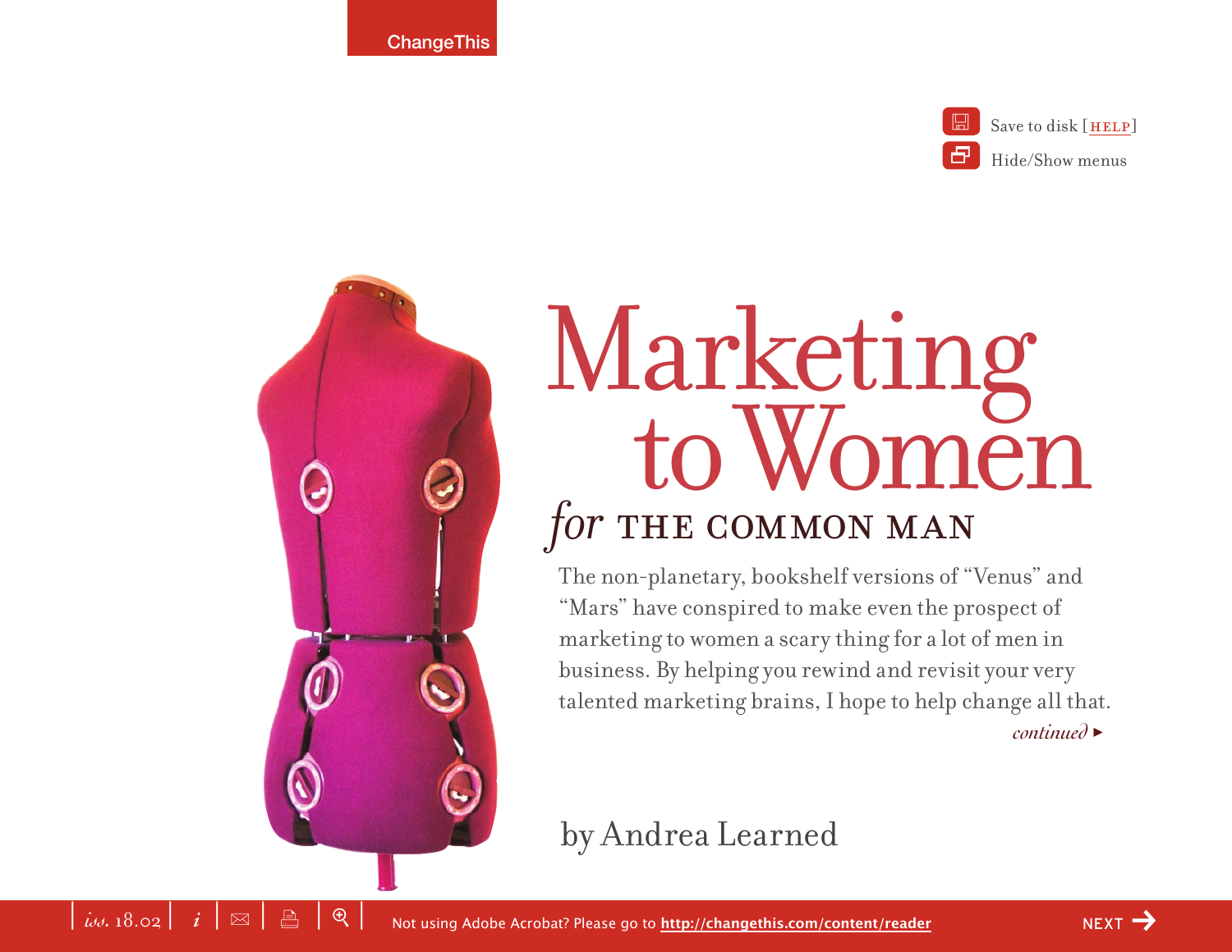# Marketing to Women

## *for* THE COMMON MAN

The non-planetary, bookshelf versions of "Venus" and "Mars" have conspired to make even the prospect of marketing to women a scary thing for a lot of men in business. By helping you rewind and revisit your very talented marketing brains, I hope to help change all that.

*continued* ▸

by Andrea Learned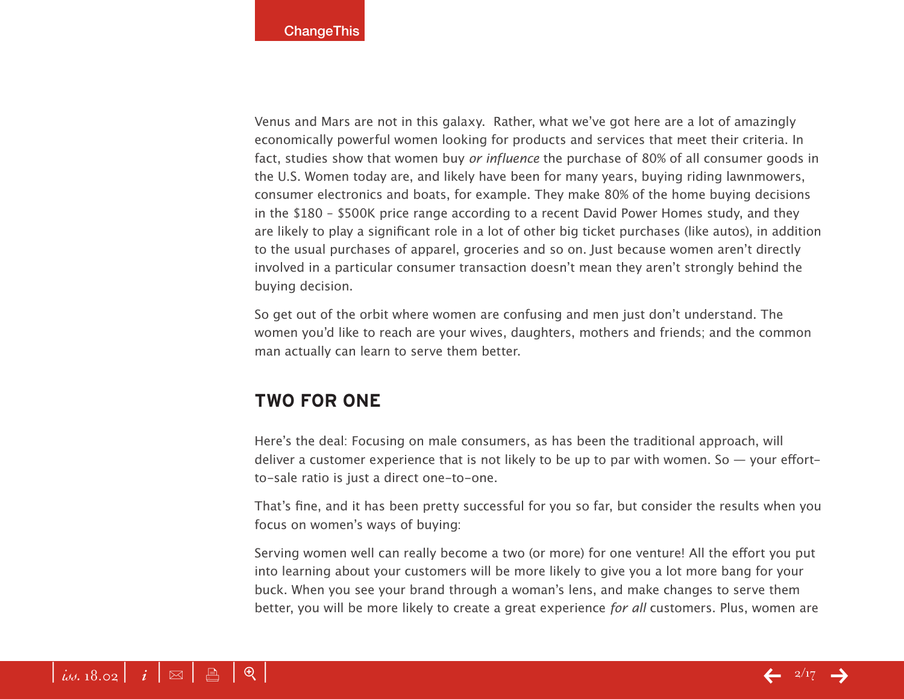Venus and Mars are not in this galaxy.  Rather, what we've got here are a lot of amazingly economically powerful women looking for products and services that meet their criteria. In fact, studies show that women buy *or influence* the purchase of 80% of all consumer goods in the U.S. Women today are, and likely have been for many years, buying riding lawnmowers, consumer electronics and boats, for example. They make 80% of the home buying decisions in the $180 – $500K price range according to a recent David Power Homes study, and they are likely to play a significant role in a lot of other big ticket purchases (like autos), in addition to the usual purchases of apparel, groceries and so on. Just because women aren't directly involved in a particular consumer transaction doesn't mean they aren't strongly behind the buying decision.

So get out of the orbit where women are confusing and men just don't understand. The women you'd like to reach are your wives, daughters, mothers and friends; and the common man actually can learn to serve them better.

## TWO FOR ONE

Here's the deal: Focusing on male consumers, as has been the traditional approach, will deliver a customer experience that is not likely to be up to par with women. So — your effort-to-sale ratio is just a direct one-to-one.

That's fine, and it has been pretty successful for you so far, but consider the results when you focus on women's ways of buying:

Serving women well can really become a two (or more) for one venture! All the effort you put into learning about your customers will be more likely to give you a lot more bang for your buck. When you see your brand through a woman's lens, and make changes to serve them better, you will be more likely to create a great experience *for all* customers. Plus, women are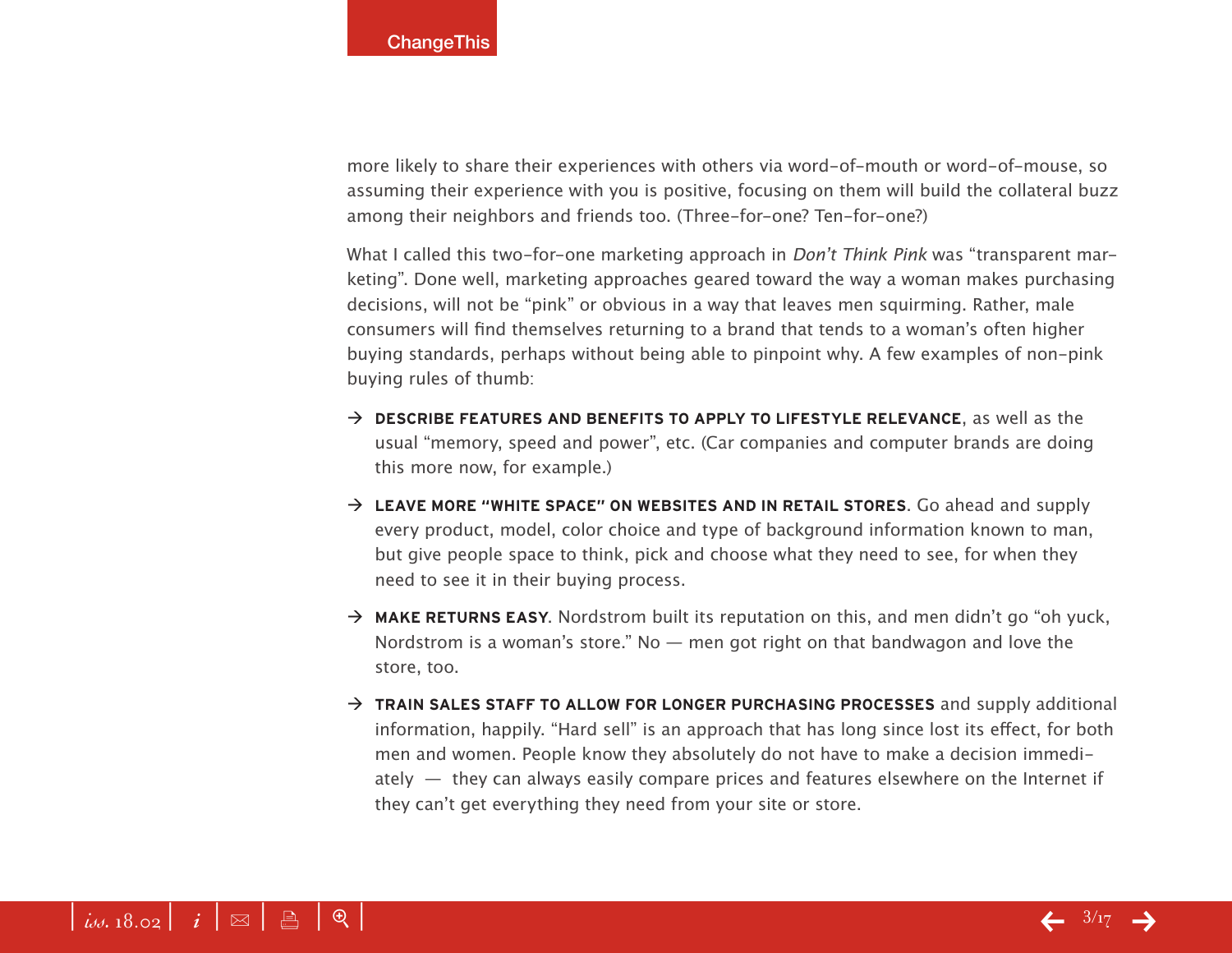more likely to share their experiences with others via word-of-mouth or word-of-mouse, so assuming their experience with you is positive, focusing on them will build the collateral buzz among their neighbors and friends too. (Three-for-one? Ten-for-one?)

What I called this two-for-one marketing approach in *Don't Think Pink* was "transparent marketing". Done well, marketing approaches geared toward the way a woman makes purchasing decisions, will not be "pink" or obvious in a way that leaves men squirming. Rather, male consumers will find themselves returning to a brand that tends to a woman's often higher buying standards, perhaps without being able to pinpoint why. A few examples of non-pink buying rules of thumb:

- **DESCRIBE FEATURES AND BENEFITS TO APPLY TO LIFESTYLE RELEVANCE**, as well as the usual "memory, speed and power", etc. (Car companies and computer brands are doing this more now, for example.)
- **LEAVE MORE "WHITE SPACE" ON WEBSITES AND IN RETAIL STORES**. Go ahead and supply every product, model, color choice and type of background information known to man, but give people space to think, pick and choose what they need to see, for when they need to see it in their buying process.
- **MAKE RETURNS EASY**. Nordstrom built its reputation on this, and men didn't go "oh yuck, Nordstrom is a woman's store." No — men got right on that bandwagon and love the store, too.
- **TRAIN SALES STAFF TO ALLOW FOR LONGER PURCHASING PROCESSES** and supply additional information, happily. "Hard sell" is an approach that has long since lost its effect, for both men and women. People know they absolutely do not have to make a decision immediately — they can always easily compare prices and features elsewhere on the Internet if they can't get everything they need from your site or store.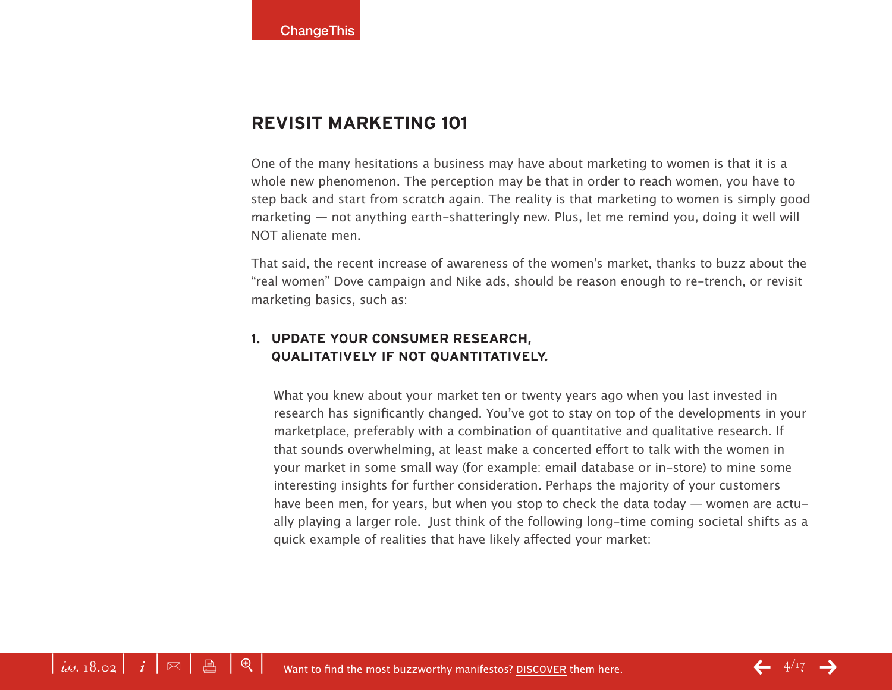## REVISIT MARKETING 101

One of the many hesitations a business may have about marketing to women is that it is a whole new phenomenon. The perception may be that in order to reach women, you have to step back and start from scratch again. The reality is that marketing to women is simply good marketing — not anything earth-shatteringly new. Plus, let me remind you, doing it well will NOT alienate men.

That said, the recent increase of awareness of the women's market, thanks to buzz about the "real women" Dove campaign and Nike ads, should be reason enough to re-trench, or revisit marketing basics, such as:

### 1. UPDATE YOUR CONSUMER RESEARCH, QUALITATIVELY IF NOT QUANTITATIVELY.

What you knew about your market ten or twenty years ago when you last invested in research has significantly changed. You've got to stay on top of the developments in your marketplace, preferably with a combination of quantitative and qualitative research. If that sounds overwhelming, at least make a concerted effort to talk with the women in your market in some small way (for example: email database or in-store) to mine some interesting insights for further consideration. Perhaps the majority of your customers have been men, for years, but when you stop to check the data today — women are actually playing a larger role. Just think of the following long-time coming societal shifts as a quick example of realities that have likely affected your market: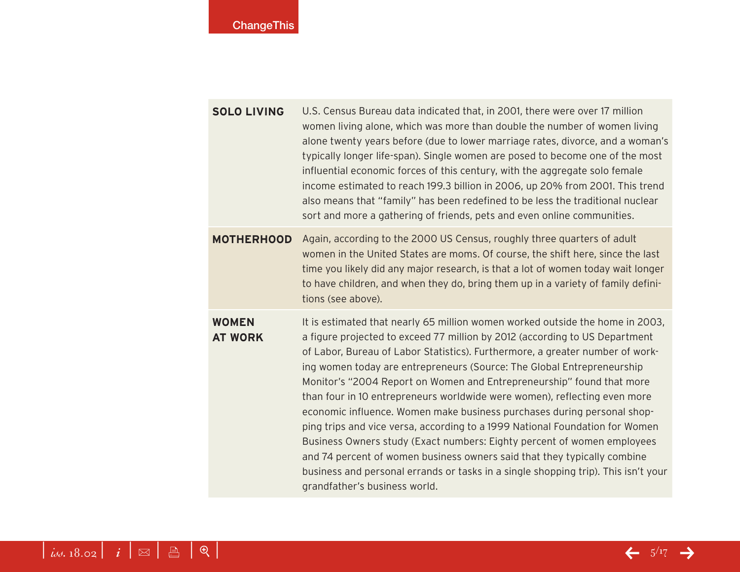| | |
|---|---|
| **SOLO LIVING** | U.S. Census Bureau data indicated that, in 2001, there were over 17 million women living alone, which was more than double the number of women living alone twenty years before (due to lower marriage rates, divorce, and a woman's typically longer life-span). Single women are posed to become one of the most influential economic forces of this century, with the aggregate solo female income estimated to reach 199.3 billion in 2006, up 20% from 2001. This trend also means that "family" has been redefined to be less the traditional nuclear sort and more a gathering of friends, pets and even online communities. |
| **MOTHERHOOD** | Again, according to the 2000 US Census, roughly three quarters of adult women in the United States are moms. Of course, the shift here, since the last time you likely did any major research, is that a lot of women today wait longer to have children, and when they do, bring them up in a variety of family definitions (see above). |
| **WOMEN AT WORK** | It is estimated that nearly 65 million women worked outside the home in 2003, a figure projected to exceed 77 million by 2012 (according to US Department of Labor, Bureau of Labor Statistics). Furthermore, a greater number of working women today are entrepreneurs (Source: The Global Entrepreneurship Monitor's "2004 Report on Women and Entrepreneurship" found that more than four in 10 entrepreneurs worldwide were women), reflecting even more economic influence. Women make business purchases during personal shopping trips and vice versa, according to a 1999 National Foundation for Women Business Owners study (Exact numbers: Eighty percent of women employees and 74 percent of women business owners said that they typically combine business and personal errands or tasks in a single shopping trip). This isn't your grandfather's business world. |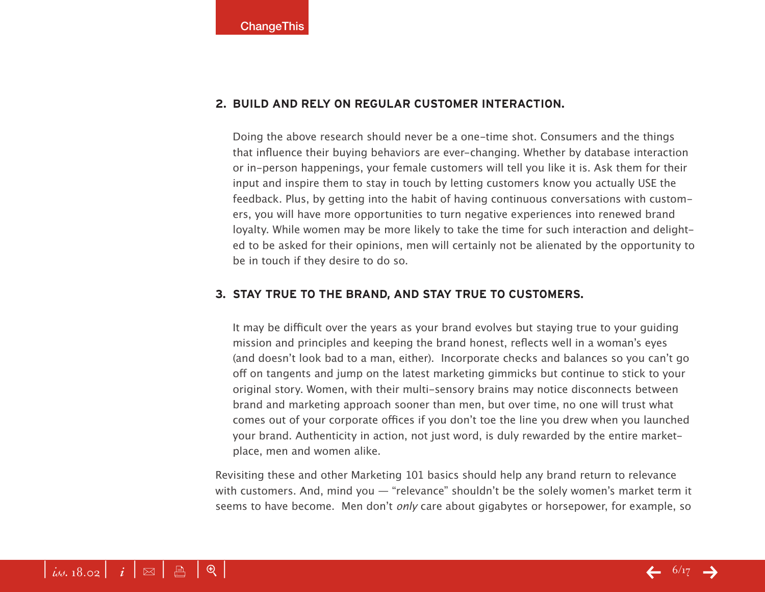2. **BUILD AND RELY ON REGULAR CUSTOMER INTERACTION.**

   Doing the above research should never be a one-time shot. Consumers and the things that influence their buying behaviors are ever-changing. Whether by database interaction or in-person happenings, your female customers will tell you like it is. Ask them for their input and inspire them to stay in touch by letting customers know you actually USE the feedback. Plus, by getting into the habit of having continuous conversations with customers, you will have more opportunities to turn negative experiences into renewed brand loyalty. While women may be more likely to take the time for such interaction and delighted to be asked for their opinions, men will certainly not be alienated by the opportunity to be in touch if they desire to do so.

3. **STAY TRUE TO THE BRAND, AND STAY TRUE TO CUSTOMERS.**

   It may be difficult over the years as your brand evolves but staying true to your guiding mission and principles and keeping the brand honest, reflects well in a woman's eyes (and doesn't look bad to a man, either). Incorporate checks and balances so you can't go off on tangents and jump on the latest marketing gimmicks but continue to stick to your original story. Women, with their multi-sensory brains may notice disconnects between brand and marketing approach sooner than men, but over time, no one will trust what comes out of your corporate offices if you don't toe the line you drew when you launched your brand. Authenticity in action, not just word, is duly rewarded by the entire marketplace, men and women alike.

Revisiting these and other Marketing 101 basics should help any brand return to relevance with customers. And, mind you — "relevance" shouldn't be the solely women's market term it seems to have become. Men don't *only* care about gigabytes or horsepower, for example, so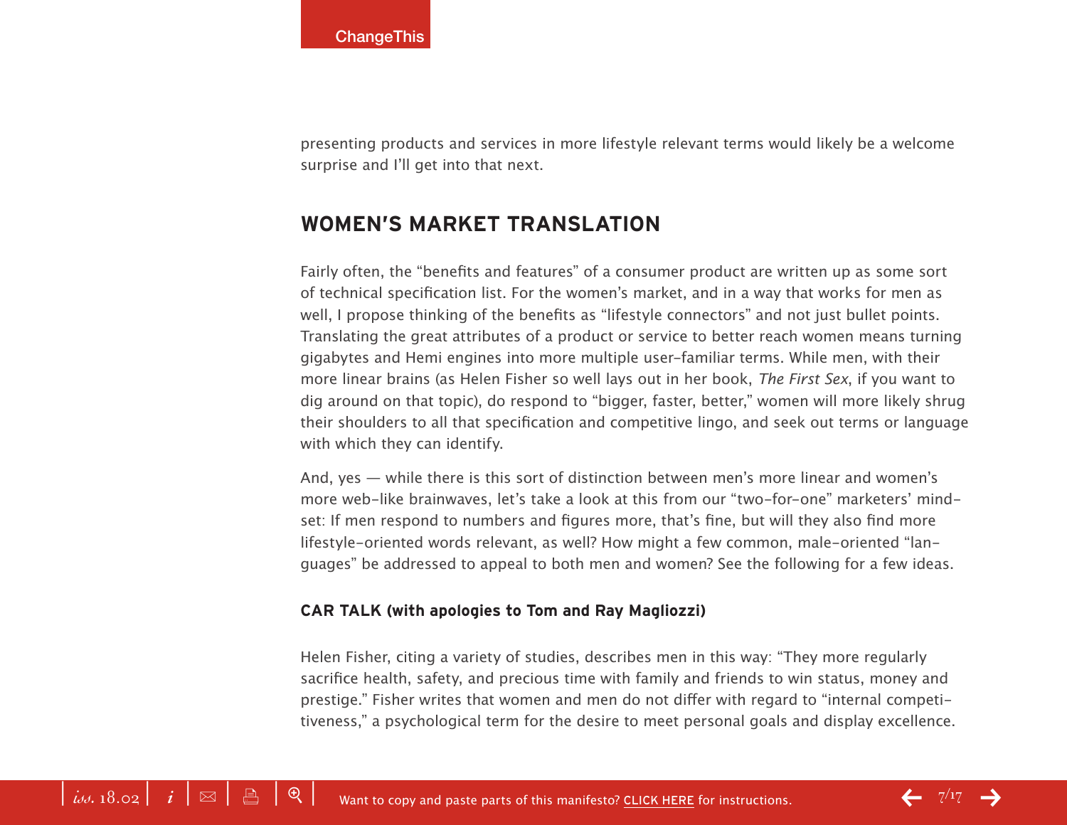presenting products and services in more lifestyle relevant terms would likely be a welcome surprise and I'll get into that next.

## WOMEN'S MARKET TRANSLATION

Fairly often, the "benefits and features" of a consumer product are written up as some sort of technical specification list. For the women's market, and in a way that works for men as well, I propose thinking of the benefits as "lifestyle connectors" and not just bullet points. Translating the great attributes of a product or service to better reach women means turning gigabytes and Hemi engines into more multiple user-familiar terms. While men, with their more linear brains (as Helen Fisher so well lays out in her book, *The First Sex*, if you want to dig around on that topic), do respond to "bigger, faster, better," women will more likely shrug their shoulders to all that specification and competitive lingo, and seek out terms or language with which they can identify.

And, yes — while there is this sort of distinction between men's more linear and women's more web-like brainwaves, let's take a look at this from our "two-for-one" marketers' mindset: If men respond to numbers and figures more, that's fine, but will they also find more lifestyle-oriented words relevant, as well? How might a few common, male-oriented "languages" be addressed to appeal to both men and women? See the following for a few ideas.

### CAR TALK (with apologies to Tom and Ray Magliozzi)

Helen Fisher, citing a variety of studies, describes men in this way: "They more regularly sacrifice health, safety, and precious time with family and friends to win status, money and prestige." Fisher writes that women and men do not differ with regard to "internal competitiveness," a psychological term for the desire to meet personal goals and display excellence.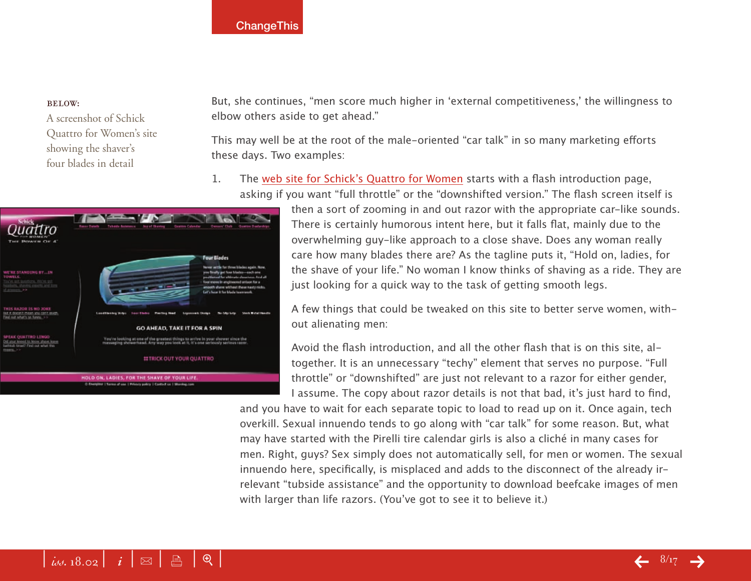BELOW:
A screenshot of Schick Quattro for Women's site showing the shaver's four blades in detail

But, she continues, "men score much higher in 'external competitiveness,' the willingness to elbow others aside to get ahead."

This may well be at the root of the male-oriented "car talk" in so many marketing efforts these days. Two examples:

1. The web site for Schick's Quattro for Women starts with a flash introduction page, asking if you want "full throttle" or the "downshifted version." The flash screen itself is then a sort of zooming in and out razor with the appropriate car-like sounds. There is certainly humorous intent here, but it falls flat, mainly due to the overwhelming guy-like approach to a close shave. Does any woman really care how many blades there are? As the tagline puts it, "Hold on, ladies, for the shave of your life." No woman I know thinks of shaving as a ride. They are just looking for a quick way to the task of getting smooth legs.

   A few things that could be tweaked on this site to better serve women, without alienating men:

   Avoid the flash introduction, and all the other flash that is on this site, altogether. It is an unnecessary "techy" element that serves no purpose. "Full throttle" or "downshifted" are just not relevant to a razor for either gender, I assume. The copy about razor details is not that bad, it's just hard to find, and you have to wait for each separate topic to load to read up on it. Once again, tech overkill. Sexual innuendo tends to go along with "car talk" for some reason. But, what may have started with the Pirelli tire calendar girls is also a cliché in many cases for men. Right, guys? Sex simply does not automatically sell, for men or women. The sexual innuendo here, specifically, is misplaced and adds to the disconnect of the already irrelevant "tubside assistance" and the opportunity to download beefcake images of men with larger than life razors. (You've got to see it to believe it.)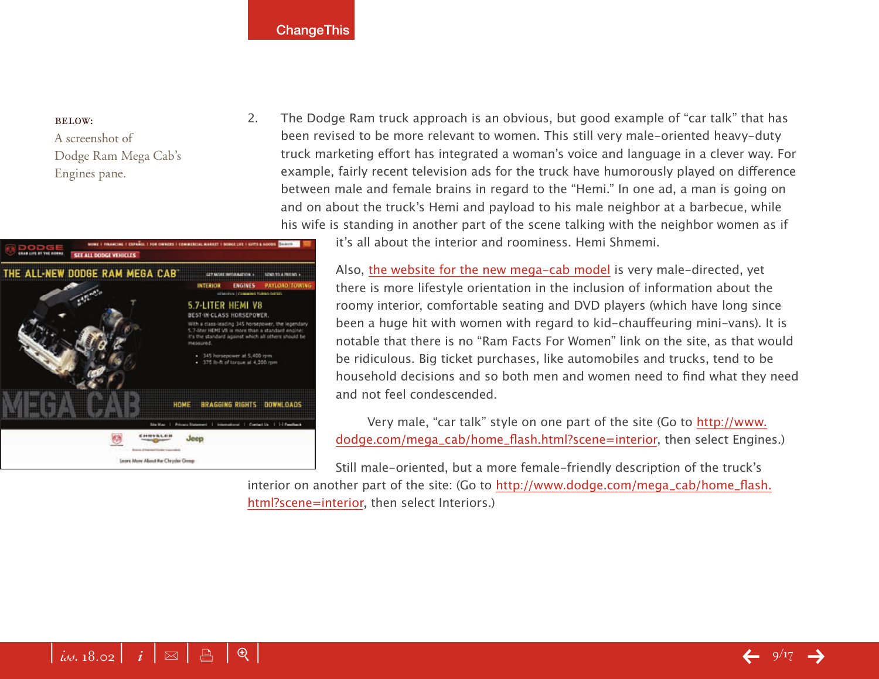**BELOW:**
A screenshot of Dodge Ram Mega Cab's Engines pane.

2. The Dodge Ram truck approach is an obvious, but good example of "car talk" that has been revised to be more relevant to women. This still very male-oriented heavy-duty truck marketing effort has integrated a woman's voice and language in a clever way. For example, fairly recent television ads for the truck have humorously played on difference between male and female brains in regard to the "Hemi." In one ad, a man is going on and on about the truck's Hemi and payload to his male neighbor at a barbecue, while his wife is standing in another part of the scene talking with the neighbor women as if it's all about the interior and roominess. Hemi Shmemi.

Also, the website for the new mega-cab model is very male-directed, yet there is more lifestyle orientation in the inclusion of information about the roomy interior, comfortable seating and DVD players (which have long since been a huge hit with women with regard to kid-chauffeuring mini-vans). It is notable that there is no "Ram Facts For Women" link on the site, as that would be ridiculous. Big ticket purchases, like automobiles and trucks, tend to be household decisions and so both men and women need to find what they need and not feel condescended.

Very male, "car talk" style on one part of the site (Go to http://www.dodge.com/mega_cab/home_flash.html?scene=interior, then select Engines.)

Still male-oriented, but a more female-friendly description of the truck's interior on another part of the site: (Go to http://www.dodge.com/mega_cab/home_flash.html?scene=interior, then select Interiors.)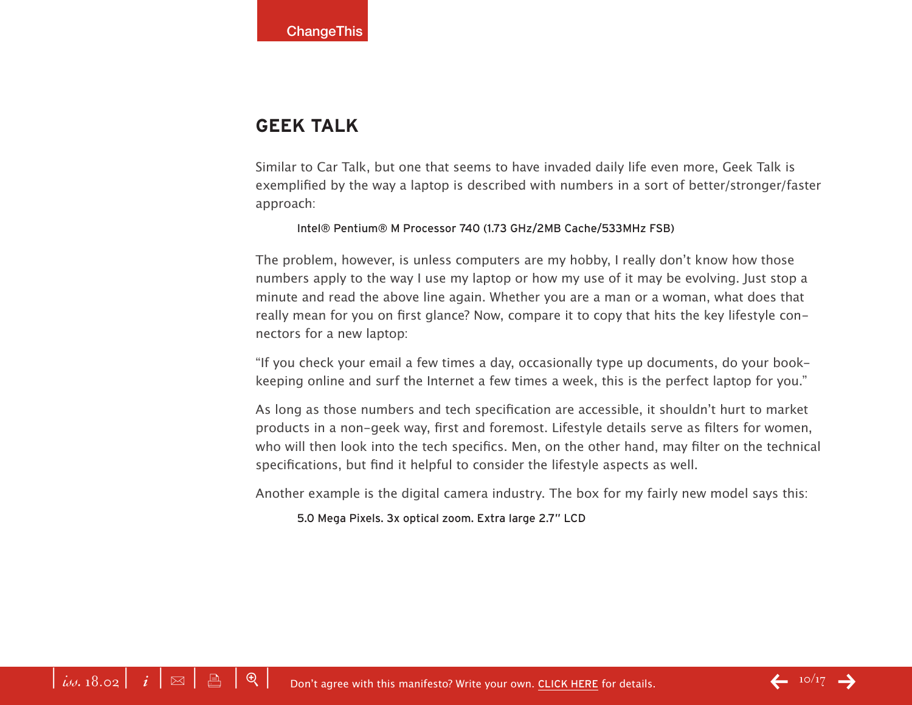## GEEK TALK

Similar to Car Talk, but one that seems to have invaded daily life even more, Geek Talk is exemplified by the way a laptop is described with numbers in a sort of better/stronger/faster approach:

> Intel® Pentium® M Processor 740 (1.73 GHz/2MB Cache/533MHz FSB)

The problem, however, is unless computers are my hobby, I really don't know how those numbers apply to the way I use my laptop or how my use of it may be evolving. Just stop a minute and read the above line again. Whether you are a man or a woman, what does that really mean for you on first glance? Now, compare it to copy that hits the key lifestyle connectors for a new laptop:

"If you check your email a few times a day, occasionally type up documents, do your bookkeeping online and surf the Internet a few times a week, this is the perfect laptop for you."

As long as those numbers and tech specification are accessible, it shouldn't hurt to market products in a non-geek way, first and foremost. Lifestyle details serve as filters for women, who will then look into the tech specifics. Men, on the other hand, may filter on the technical specifications, but find it helpful to consider the lifestyle aspects as well.

Another example is the digital camera industry. The box for my fairly new model says this:

> 5.0 Mega Pixels. 3x optical zoom. Extra large 2.7" LCD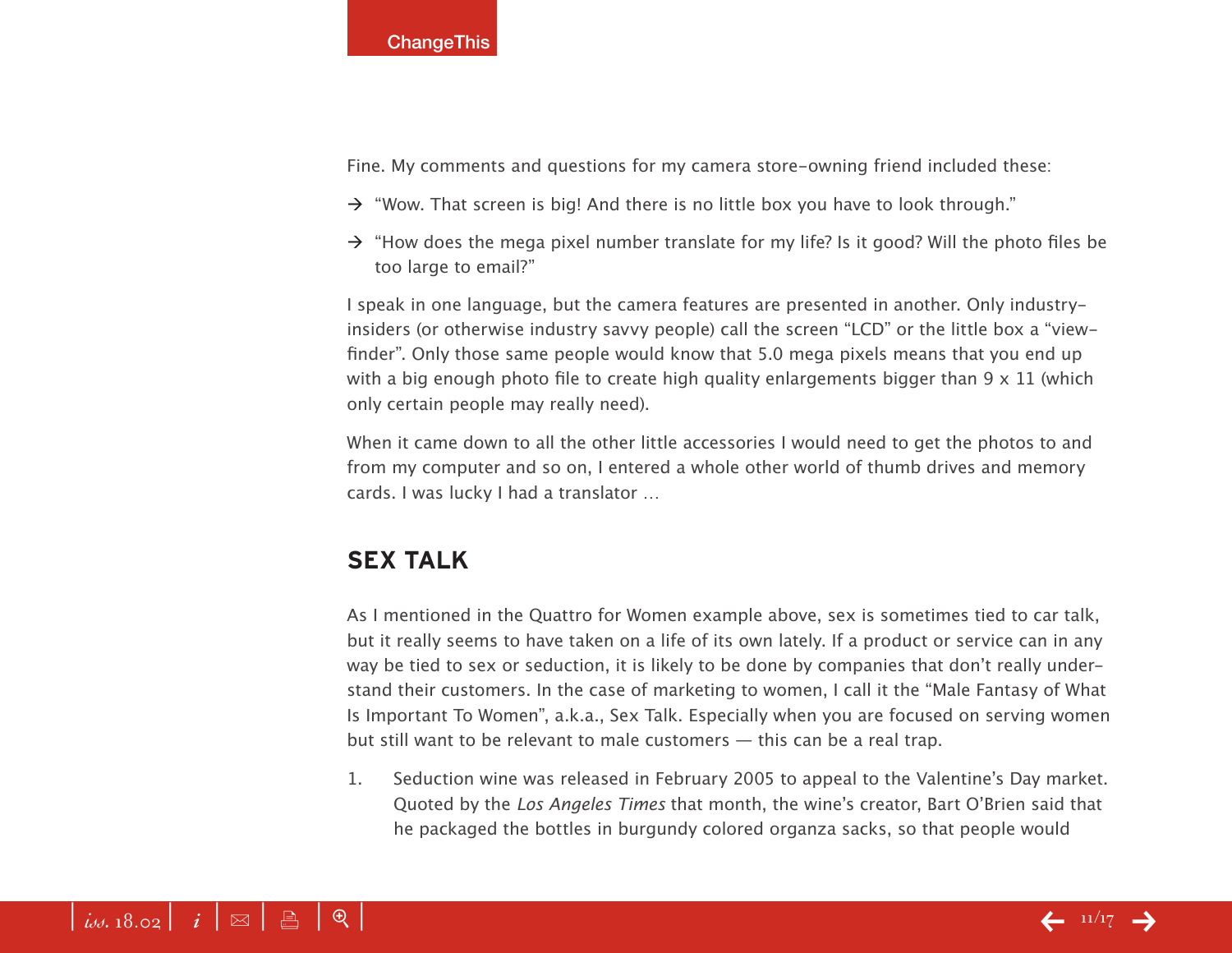Fine. My comments and questions for my camera store-owning friend included these:

- "Wow. That screen is big! And there is no little box you have to look through."
- "How does the mega pixel number translate for my life? Is it good? Will the photo files be too large to email?"

I speak in one language, but the camera features are presented in another. Only industry-insiders (or otherwise industry savvy people) call the screen "LCD" or the little box a "view-finder". Only those same people would know that 5.0 mega pixels means that you end up with a big enough photo file to create high quality enlargements bigger than 9 x 11 (which only certain people may really need).

When it came down to all the other little accessories I would need to get the photos to and from my computer and so on, I entered a whole other world of thumb drives and memory cards. I was lucky I had a translator …

## SEX TALK

As I mentioned in the Quattro for Women example above, sex is sometimes tied to car talk, but it really seems to have taken on a life of its own lately. If a product or service can in any way be tied to sex or seduction, it is likely to be done by companies that don't really under-stand their customers. In the case of marketing to women, I call it the "Male Fantasy of What Is Important To Women", a.k.a., Sex Talk. Especially when you are focused on serving women but still want to be relevant to male customers — this can be a real trap.

1. Seduction wine was released in February 2005 to appeal to the Valentine's Day market. Quoted by the *Los Angeles Times* that month, the wine's creator, Bart O'Brien said that he packaged the bottles in burgundy colored organza sacks, so that people would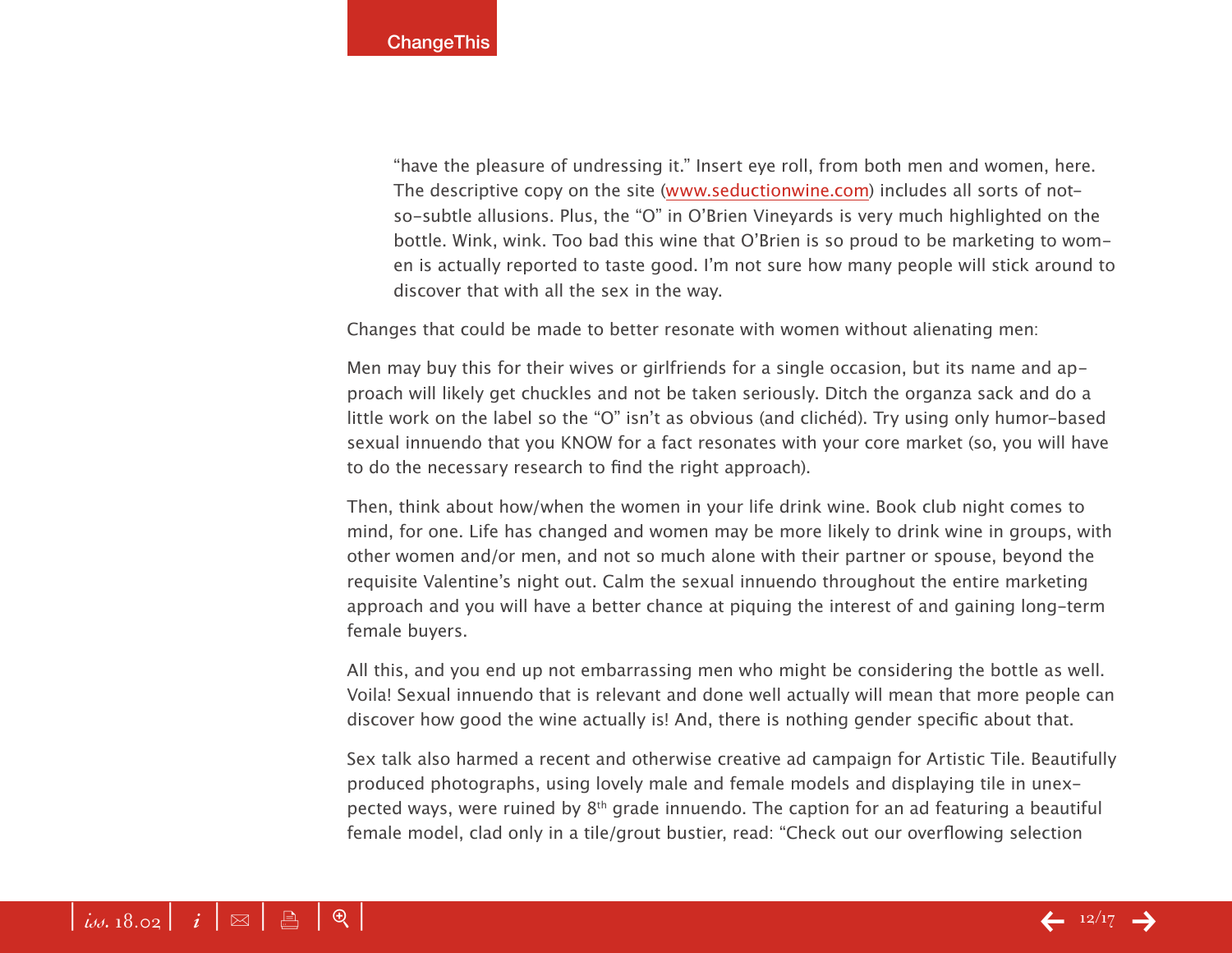"have the pleasure of undressing it." Insert eye roll, from both men and women, here. The descriptive copy on the site (www.seductionwine.com) includes all sorts of not-so-subtle allusions. Plus, the "O" in O'Brien Vineyards is very much highlighted on the bottle. Wink, wink. Too bad this wine that O'Brien is so proud to be marketing to women is actually reported to taste good. I'm not sure how many people will stick around to discover that with all the sex in the way.

Changes that could be made to better resonate with women without alienating men:

Men may buy this for their wives or girlfriends for a single occasion, but its name and approach will likely get chuckles and not be taken seriously. Ditch the organza sack and do a little work on the label so the "O" isn't as obvious (and clichéd). Try using only humor-based sexual innuendo that you KNOW for a fact resonates with your core market (so, you will have to do the necessary research to find the right approach).

Then, think about how/when the women in your life drink wine. Book club night comes to mind, for one. Life has changed and women may be more likely to drink wine in groups, with other women and/or men, and not so much alone with their partner or spouse, beyond the requisite Valentine's night out. Calm the sexual innuendo throughout the entire marketing approach and you will have a better chance at piquing the interest of and gaining long-term female buyers.

All this, and you end up not embarrassing men who might be considering the bottle as well. Voila! Sexual innuendo that is relevant and done well actually will mean that more people can discover how good the wine actually is! And, there is nothing gender specific about that.

Sex talk also harmed a recent and otherwise creative ad campaign for Artistic Tile. Beautifully produced photographs, using lovely male and female models and displaying tile in unexpected ways, were ruined by 8th grade innuendo. The caption for an ad featuring a beautiful female model, clad only in a tile/grout bustier, read: "Check out our overflowing selection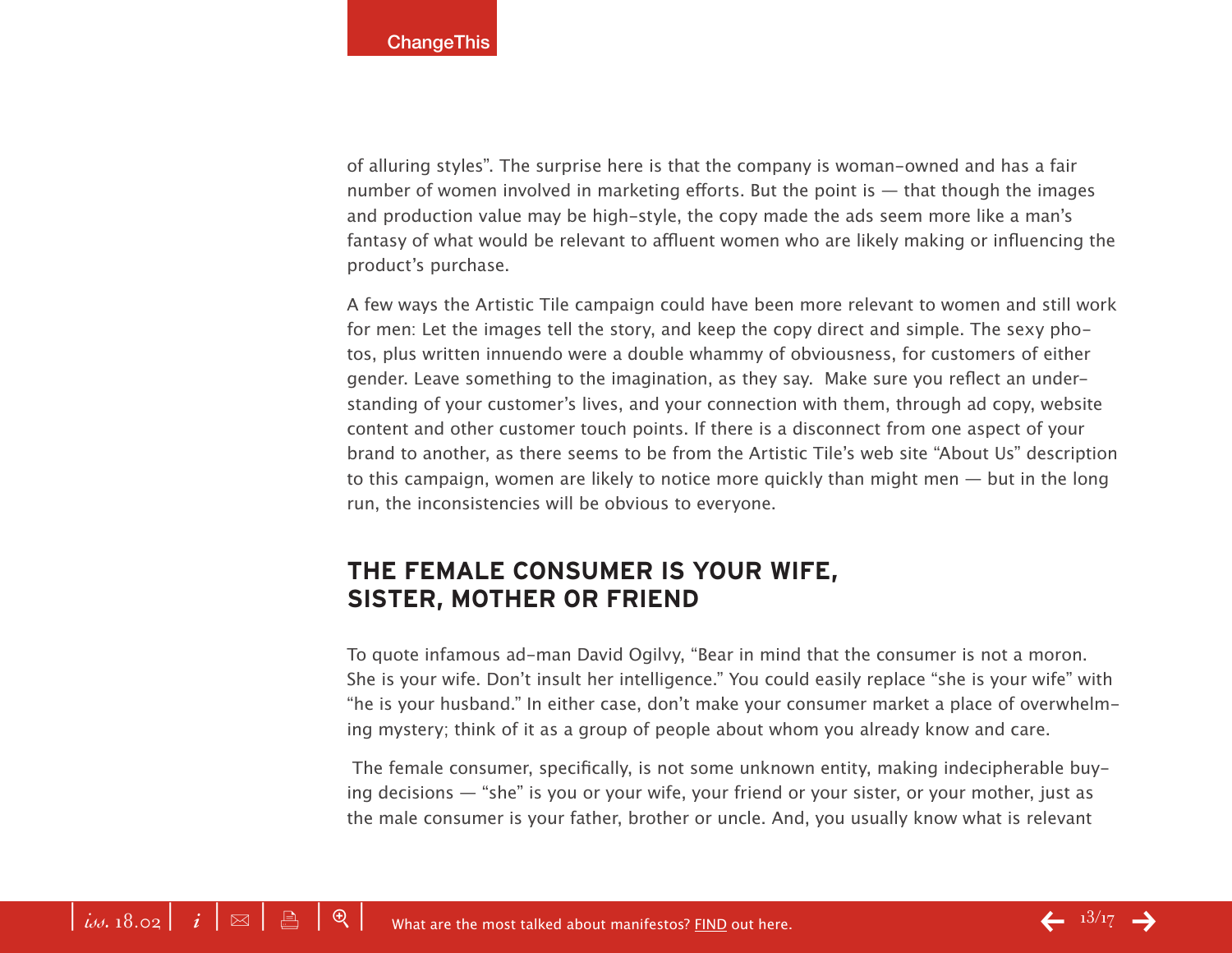of alluring styles". The surprise here is that the company is woman-owned and has a fair number of women involved in marketing efforts. But the point is — that though the images and production value may be high-style, the copy made the ads seem more like a man's fantasy of what would be relevant to affluent women who are likely making or influencing the product's purchase.

A few ways the Artistic Tile campaign could have been more relevant to women and still work for men: Let the images tell the story, and keep the copy direct and simple. The sexy photos, plus written innuendo were a double whammy of obviousness, for customers of either gender. Leave something to the imagination, as they say. Make sure you reflect an understanding of your customer's lives, and your connection with them, through ad copy, website content and other customer touch points. If there is a disconnect from one aspect of your brand to another, as there seems to be from the Artistic Tile's web site "About Us" description to this campaign, women are likely to notice more quickly than might men — but in the long run, the inconsistencies will be obvious to everyone.

## THE FEMALE CONSUMER IS YOUR WIFE, SISTER, MOTHER OR FRIEND

To quote infamous ad-man David Ogilvy, "Bear in mind that the consumer is not a moron. She is your wife. Don't insult her intelligence." You could easily replace "she is your wife" with "he is your husband." In either case, don't make your consumer market a place of overwhelming mystery; think of it as a group of people about whom you already know and care.

The female consumer, specifically, is not some unknown entity, making indecipherable buying decisions — "she" is you or your wife, your friend or your sister, or your mother, just as the male consumer is your father, brother or uncle. And, you usually know what is relevant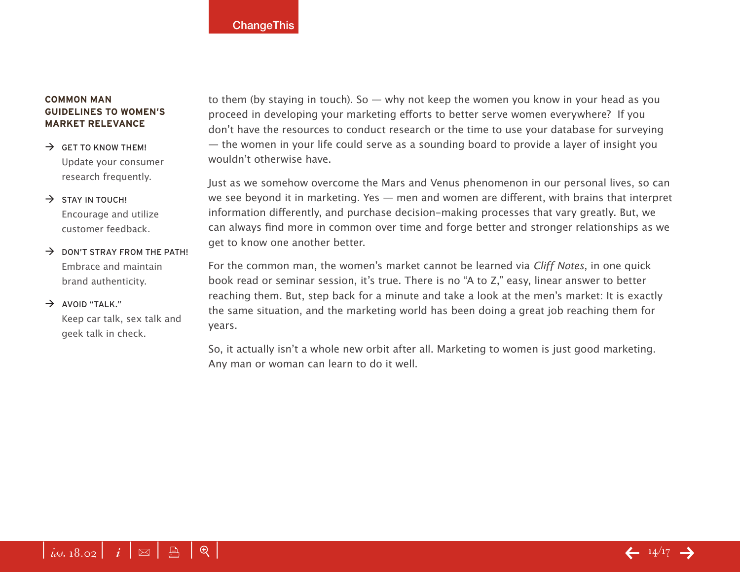### COMMON MAN GUIDELINES TO WOMEN'S MARKET RELEVANCE

→ **GET TO KNOW THEM!**
Update your consumer research frequently.

→ **STAY IN TOUCH!**
Encourage and utilize customer feedback.

→ **DON'T STRAY FROM THE PATH!**
Embrace and maintain brand authenticity.

→ **AVOID "TALK."**
Keep car talk, sex talk and geek talk in check.

to them (by staying in touch). So — why not keep the women you know in your head as you proceed in developing your marketing efforts to better serve women everywhere? If you don't have the resources to conduct research or the time to use your database for surveying — the women in your life could serve as a sounding board to provide a layer of insight you wouldn't otherwise have.

Just as we somehow overcome the Mars and Venus phenomenon in our personal lives, so can we see beyond it in marketing. Yes — men and women are different, with brains that interpret information differently, and purchase decision-making processes that vary greatly. But, we can always find more in common over time and forge better and stronger relationships as we get to know one another better.

For the common man, the women's market cannot be learned via *Cliff Notes*, in one quick book read or seminar session, it's true. There is no "A to Z," easy, linear answer to better reaching them. But, step back for a minute and take a look at the men's market: It is exactly the same situation, and the marketing world has been doing a great job reaching them for years.

So, it actually isn't a whole new orbit after all. Marketing to women is just good marketing. Any man or woman can learn to do it well.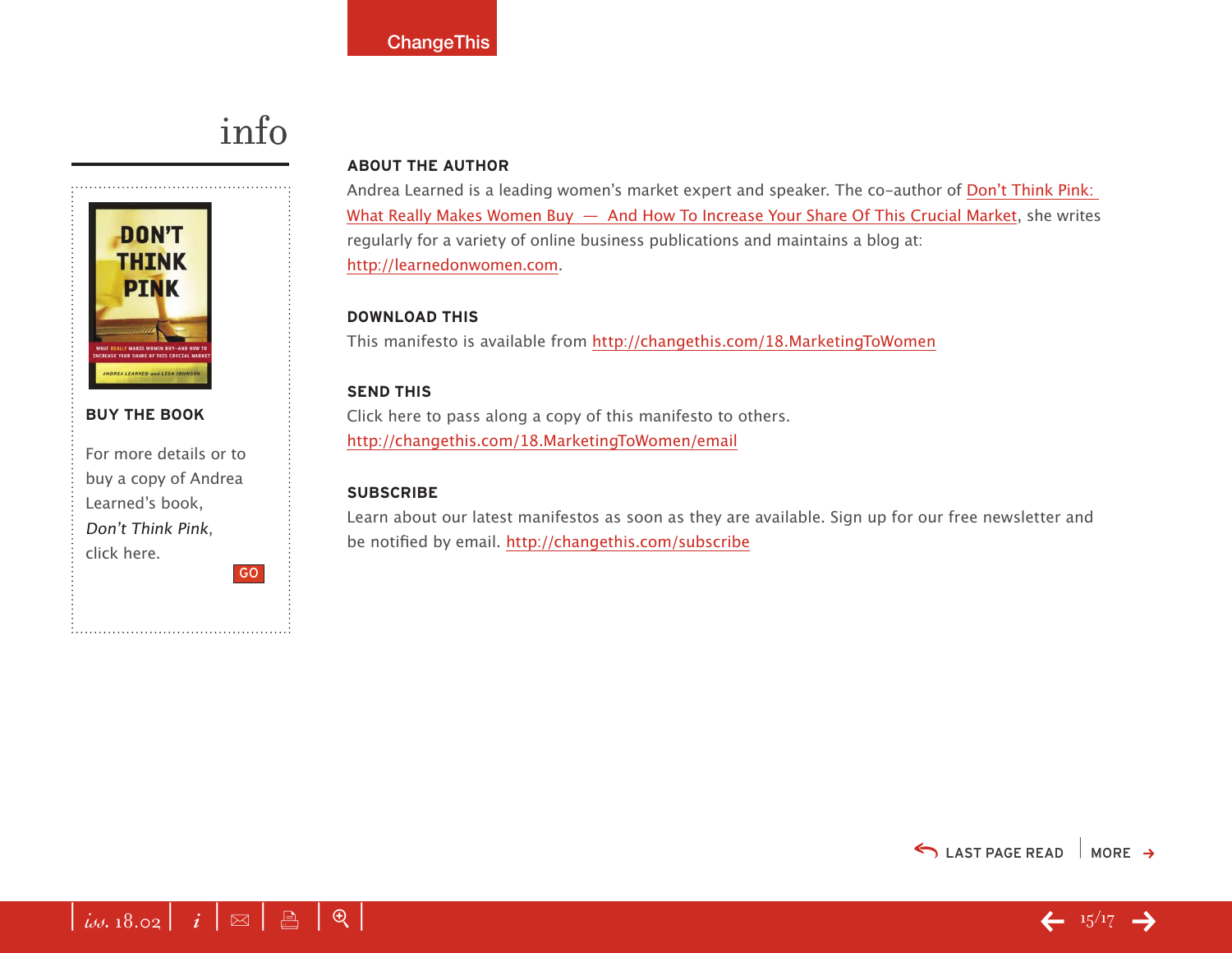# info

## BUY THE BOOK

For more details or to buy a copy of Andrea Learned's book, *Don't Think Pink*, click here.

GO

## ABOUT THE AUTHOR

Andrea Learned is a leading women's market expert and speaker. The co-author of Don't Think Pink: What Really Makes Women Buy — And How To Increase Your Share Of This Crucial Market, she writes regularly for a variety of online business publications and maintains a blog at: http://learnedonwomen.com.

## DOWNLOAD THIS

This manifesto is available from http://changethis.com/18.MarketingToWomen

## SEND THIS

Click here to pass along a copy of this manifesto to others. http://changethis.com/18.MarketingToWomen/email

## SUBSCRIBE

Learn about our latest manifestos as soon as they are available. Sign up for our free newsletter and be notified by email. http://changethis.com/subscribe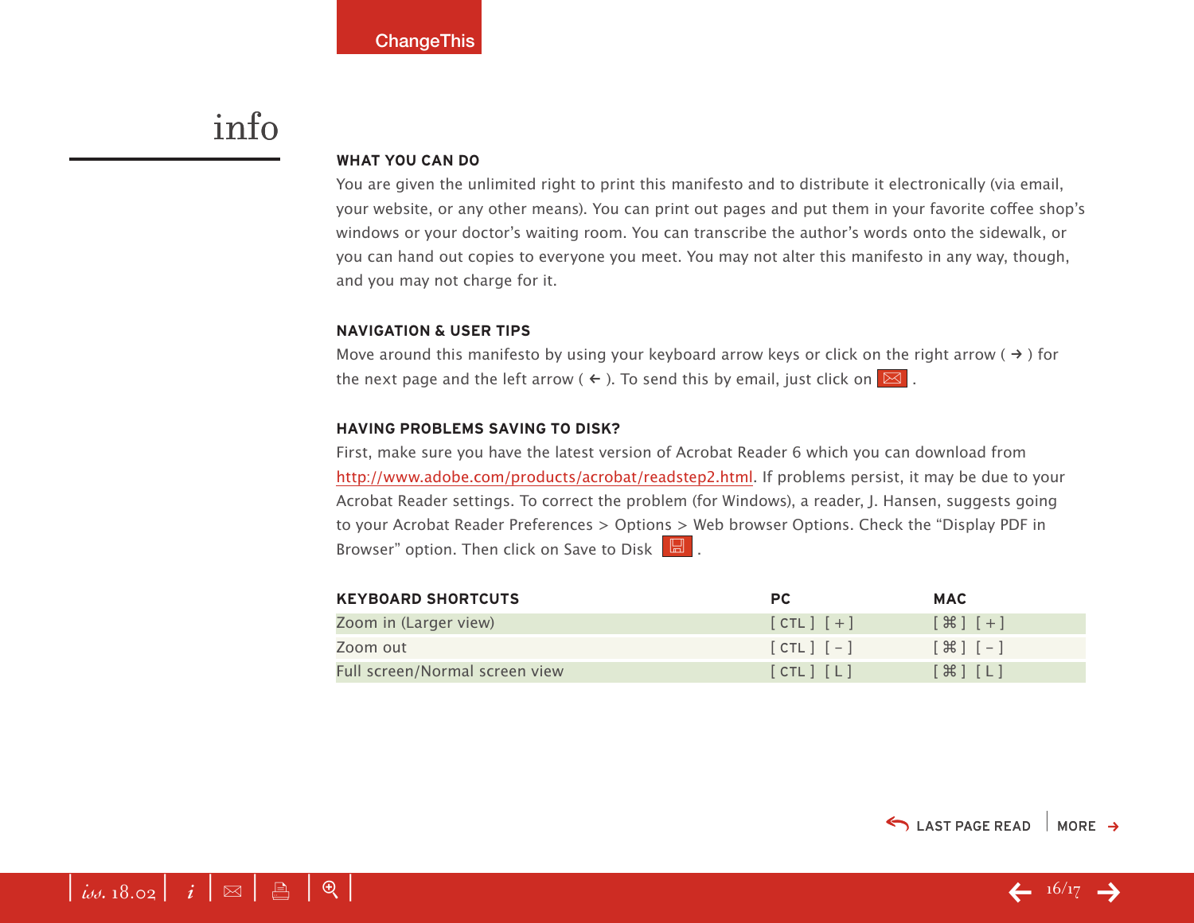# info

### WHAT YOU CAN DO

You are given the unlimited right to print this manifesto and to distribute it electronically (via email, your website, or any other means). You can print out pages and put them in your favorite coffee shop's windows or your doctor's waiting room. You can transcribe the author's words onto the sidewalk, or you can hand out copies to everyone you meet. You may not alter this manifesto in any way, though, and you may not charge for it.

### NAVIGATION & USER TIPS

Move around this manifesto by using your keyboard arrow keys or click on the right arrow ( → ) for the next page and the left arrow ( ← ). To send this by email, just click on ✉ .

### HAVING PROBLEMS SAVING TO DISK?

First, make sure you have the latest version of Acrobat Reader 6 which you can download from http://www.adobe.com/products/acrobat/readstep2.html. If problems persist, it may be due to your Acrobat Reader settings. To correct the problem (for Windows), a reader, J. Hansen, suggests going to your Acrobat Reader Preferences > Options > Web browser Options. Check the "Display PDF in Browser" option. Then click on Save to Disk .

| KEYBOARD SHORTCUTS | PC | MAC |
|---|---|---|
| Zoom in (Larger view) | [ CTL ] [ + ] | [ ⌘ ] [ + ] |
| Zoom out | [ CTL ] [ – ] | [ ⌘ ] [ – ] |
| Full screen/Normal screen view | [ CTL ] [ L ] | [ ⌘ ] [ L ] |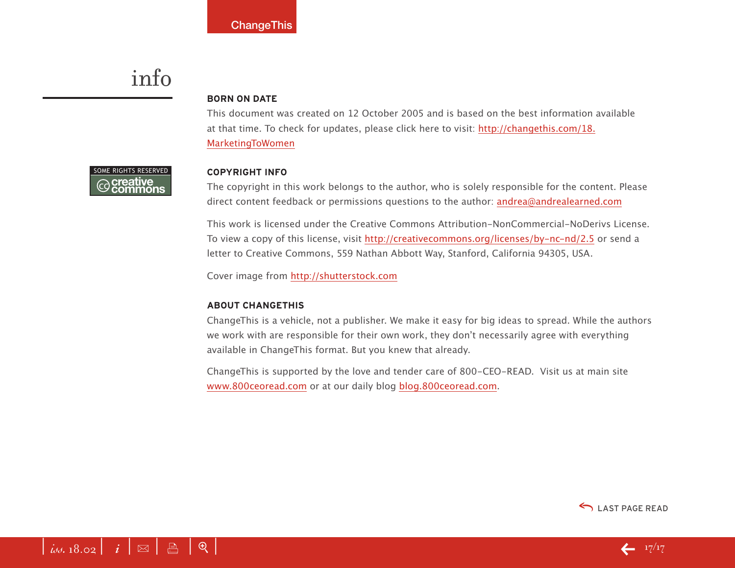# info

### BORN ON DATE

This document was created on 12 October 2005 and is based on the best information available at that time. To check for updates, please click here to visit: http://changethis.com/18.MarketingToWomen

SOME RIGHTS RESERVED creative commons

### COPYRIGHT INFO

The copyright in this work belongs to the author, who is solely responsible for the content. Please direct content feedback or permissions questions to the author: andrea@andrealearned.com

This work is licensed under the Creative Commons Attribution-NonCommercial-NoDerivs License. To view a copy of this license, visit http://creativecommons.org/licenses/by-nc-nd/2.5 or send a letter to Creative Commons, 559 Nathan Abbott Way, Stanford, California 94305, USA.

Cover image from http://shutterstock.com

### ABOUT CHANGETHIS

ChangeThis is a vehicle, not a publisher. We make it easy for big ideas to spread. While the authors we work with are responsible for their own work, they don't necessarily agree with everything available in ChangeThis format. But you knew that already.

ChangeThis is supported by the love and tender care of 800-CEO-READ. Visit us at main site www.800ceoread.com or at our daily blog blog.800ceoread.com.